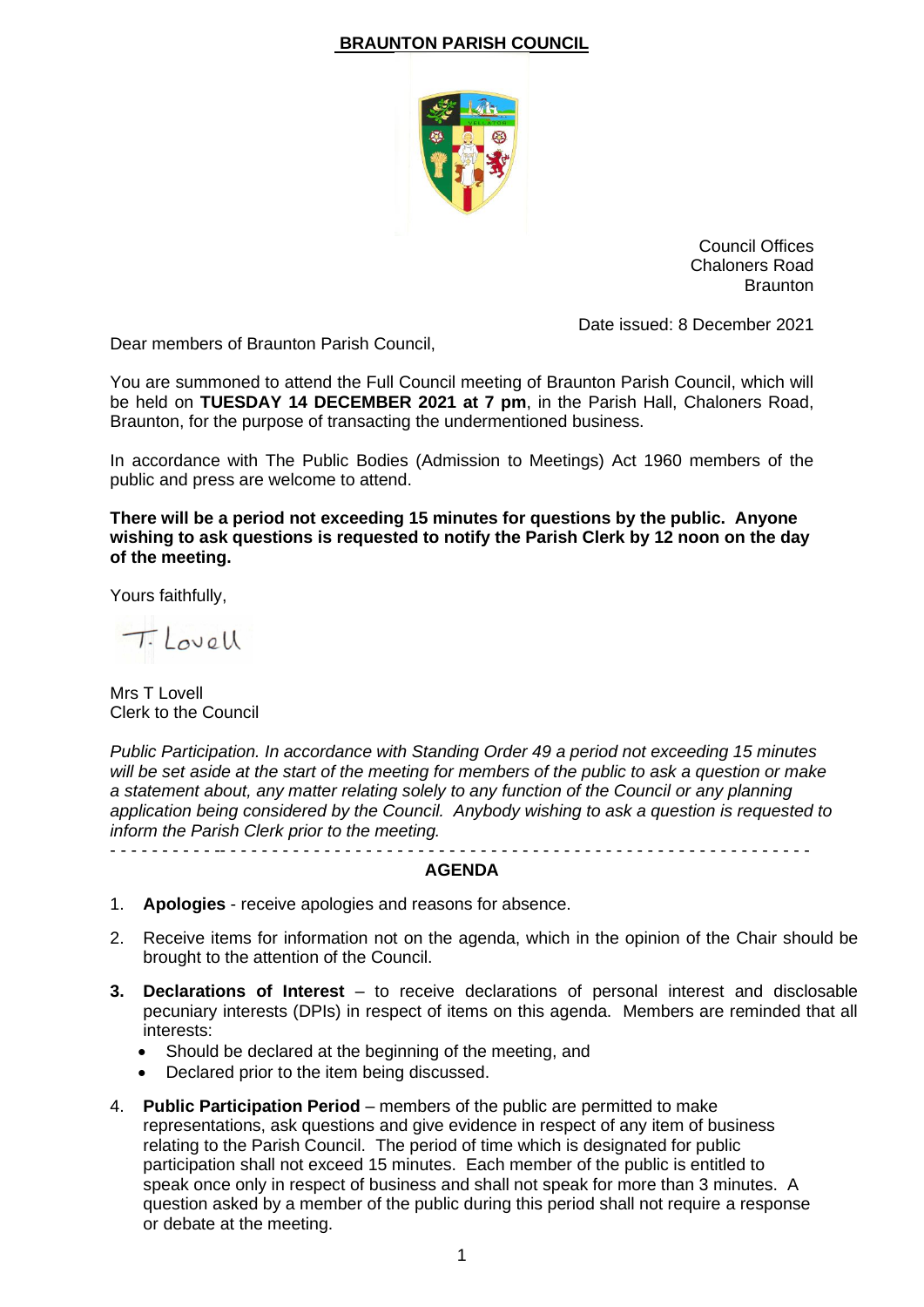# BRAUNTON PARISH COUNCIL

Council Offices
Chaloners Road
Braunton

Date issued: 8 December 2021

Dear members of Braunton Parish Council,

You are summoned to attend the Full Council meeting of Braunton Parish Council, which will be held on **TUESDAY 14 DECEMBER 2021 at 7 pm**, in the Parish Hall, Chaloners Road, Braunton, for the purpose of transacting the undermentioned business.

In accordance with The Public Bodies (Admission to Meetings) Act 1960 members of the public and press are welcome to attend.

**There will be a period not exceeding 15 minutes for questions by the public. Anyone wishing to ask questions is requested to notify the Parish Clerk by 12 noon on the day of the meeting.**

Yours faithfully,

T. Lovell

Mrs T Lovell
Clerk to the Council

*Public Participation. In accordance with Standing Order 49 a period not exceeding 15 minutes will be set aside at the start of the meeting for members of the public to ask a question or make a statement about, any matter relating solely to any function of the Council or any planning application being considered by the Council. Anybody wishing to ask a question is requested to inform the Parish Clerk prior to the meeting.*

---

## AGENDA

1. **Apologies** - receive apologies and reasons for absence.

2. Receive items for information not on the agenda, which in the opinion of the Chair should be brought to the attention of the Council.

3. **Declarations of Interest** – to receive declarations of personal interest and disclosable pecuniary interests (DPIs) in respect of items on this agenda. Members are reminded that all interests:
   - Should be declared at the beginning of the meeting, and
   - Declared prior to the item being discussed.

4. **Public Participation Period** – members of the public are permitted to make representations, ask questions and give evidence in respect of any item of business relating to the Parish Council. The period of time which is designated for public participation shall not exceed 15 minutes. Each member of the public is entitled to speak once only in respect of business and shall not speak for more than 3 minutes. A question asked by a member of the public during this period shall not require a response or debate at the meeting.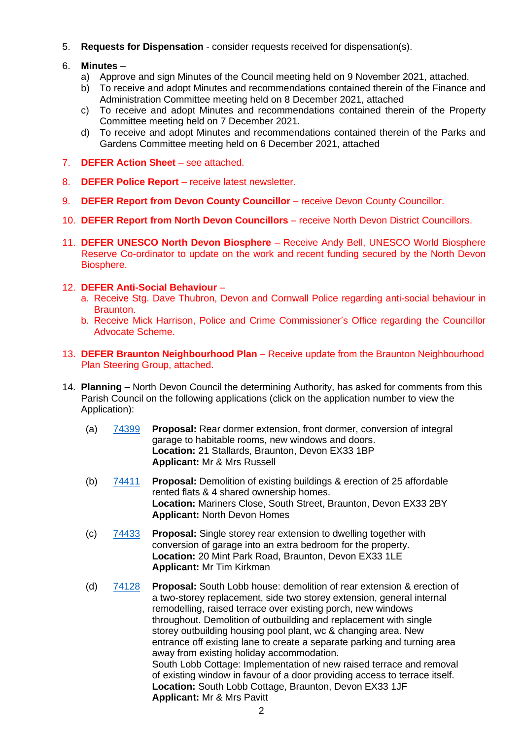5. **Requests for Dispensation** - consider requests received for dispensation(s).

6. **Minutes** –
   a) Approve and sign Minutes of the Council meeting held on 9 November 2021, attached.
   b) To receive and adopt Minutes and recommendations contained therein of the Finance and Administration Committee meeting held on 8 December 2021, attached
   c) To receive and adopt Minutes and recommendations contained therein of the Property Committee meeting held on 7 December 2021.
   d) To receive and adopt Minutes and recommendations contained therein of the Parks and Gardens Committee meeting held on 6 December 2021, attached

7. **DEFER Action Sheet** – see attached.

8. **DEFER Police Report** – receive latest newsletter.

9. **DEFER Report from Devon County Councillor** – receive Devon County Councillor.

10. **DEFER Report from North Devon Councillors** – receive North Devon District Councillors.

11. **DEFER UNESCO North Devon Biosphere** – Receive Andy Bell, UNESCO World Biosphere Reserve Co-ordinator to update on the work and recent funding secured by the North Devon Biosphere.

12. **DEFER Anti-Social Behaviour** –
    a. Receive Stg. Dave Thubron, Devon and Cornwall Police regarding anti-social behaviour in Braunton.
    b. Receive Mick Harrison, Police and Crime Commissioner's Office regarding the Councillor Advocate Scheme.

13. **DEFER Braunton Neighbourhood Plan** – Receive update from the Braunton Neighbourhood Plan Steering Group, attached.

14. **Planning –** North Devon Council the determining Authority, has asked for comments from this Parish Council on the following applications (click on the application number to view the Application):

    (a) 74399 **Proposal:** Rear dormer extension, front dormer, conversion of integral garage to habitable rooms, new windows and doors.
    **Location:** 21 Stallards, Braunton, Devon EX33 1BP
    **Applicant:** Mr & Mrs Russell

    (b) 74411 **Proposal:** Demolition of existing buildings & erection of 25 affordable rented flats & 4 shared ownership homes.
    **Location:** Mariners Close, South Street, Braunton, Devon EX33 2BY
    **Applicant:** North Devon Homes

    (c) 74433 **Proposal:** Single storey rear extension to dwelling together with conversion of garage into an extra bedroom for the property.
    **Location:** 20 Mint Park Road, Braunton, Devon EX33 1LE
    **Applicant:** Mr Tim Kirkman

    (d) 74128 **Proposal:** South Lobb house: demolition of rear extension & erection of a two-storey replacement, side two storey extension, general internal remodelling, raised terrace over existing porch, new windows throughout. Demolition of outbuilding and replacement with single storey outbuilding housing pool plant, wc & changing area. New entrance off existing lane to create a separate parking and turning area away from existing holiday accommodation.
    South Lobb Cottage: Implementation of new raised terrace and removal of existing window in favour of a door providing access to terrace itself.
    **Location:** South Lobb Cottage, Braunton, Devon EX33 1JF
    **Applicant:** Mr & Mrs Pavitt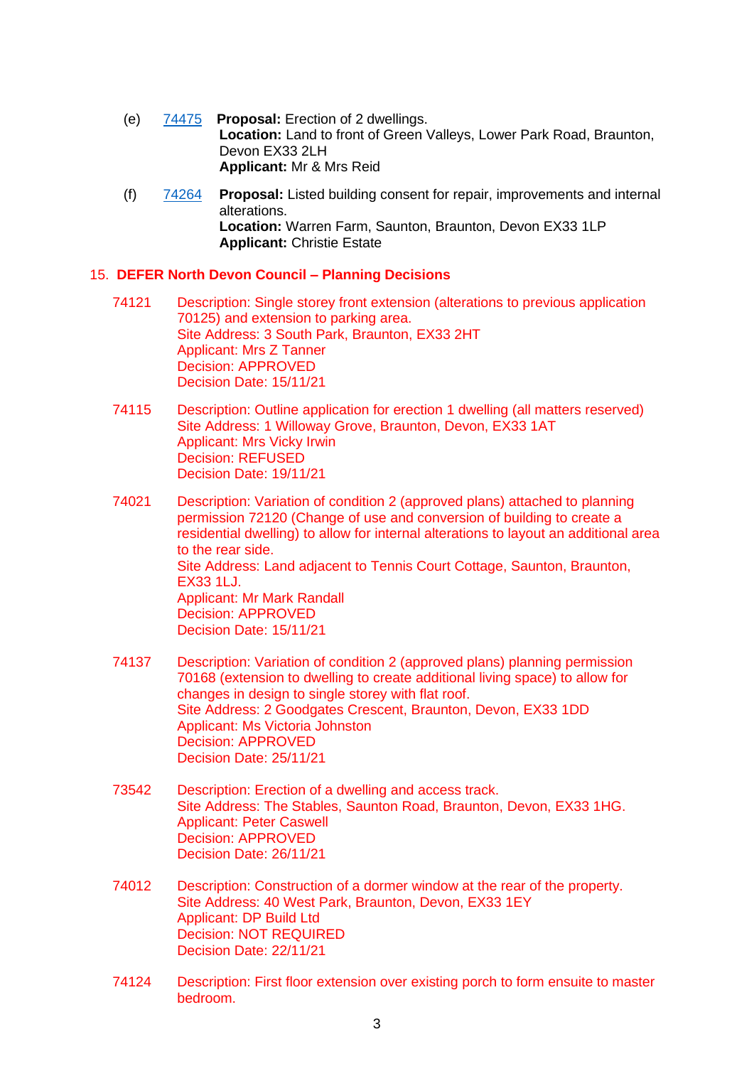(e) [74475](74475) **Proposal:** Erection of 2 dwellings.
**Location:** Land to front of Green Valleys, Lower Park Road, Braunton, Devon EX33 2LH
**Applicant:** Mr & Mrs Reid

(f) [74264](74264) **Proposal:** Listed building consent for repair, improvements and internal alterations.
**Location:** Warren Farm, Saunton, Braunton, Devon EX33 1LP
**Applicant:** Christie Estate

## 15. DEFER North Devon Council – Planning Decisions

74121 Description: Single storey front extension (alterations to previous application 70125) and extension to parking area.
Site Address: 3 South Park, Braunton, EX33 2HT
Applicant: Mrs Z Tanner
Decision: APPROVED
Decision Date: 15/11/21

74115 Description: Outline application for erection 1 dwelling (all matters reserved)
Site Address: 1 Willoway Grove, Braunton, Devon, EX33 1AT
Applicant: Mrs Vicky Irwin
Decision: REFUSED
Decision Date: 19/11/21

74021 Description: Variation of condition 2 (approved plans) attached to planning permission 72120 (Change of use and conversion of building to create a residential dwelling) to allow for internal alterations to layout an additional area to the rear side.
Site Address: Land adjacent to Tennis Court Cottage, Saunton, Braunton, EX33 1LJ.
Applicant: Mr Mark Randall
Decision: APPROVED
Decision Date: 15/11/21

74137 Description: Variation of condition 2 (approved plans) planning permission 70168 (extension to dwelling to create additional living space) to allow for changes in design to single storey with flat roof.
Site Address: 2 Goodgates Crescent, Braunton, Devon, EX33 1DD
Applicant: Ms Victoria Johnston
Decision: APPROVED
Decision Date: 25/11/21

73542 Description: Erection of a dwelling and access track.
Site Address: The Stables, Saunton Road, Braunton, Devon, EX33 1HG.
Applicant: Peter Caswell
Decision: APPROVED
Decision Date: 26/11/21

74012 Description: Construction of a dormer window at the rear of the property.
Site Address: 40 West Park, Braunton, Devon, EX33 1EY
Applicant: DP Build Ltd
Decision: NOT REQUIRED
Decision Date: 22/11/21

74124 Description: First floor extension over existing porch to form ensuite to master bedroom.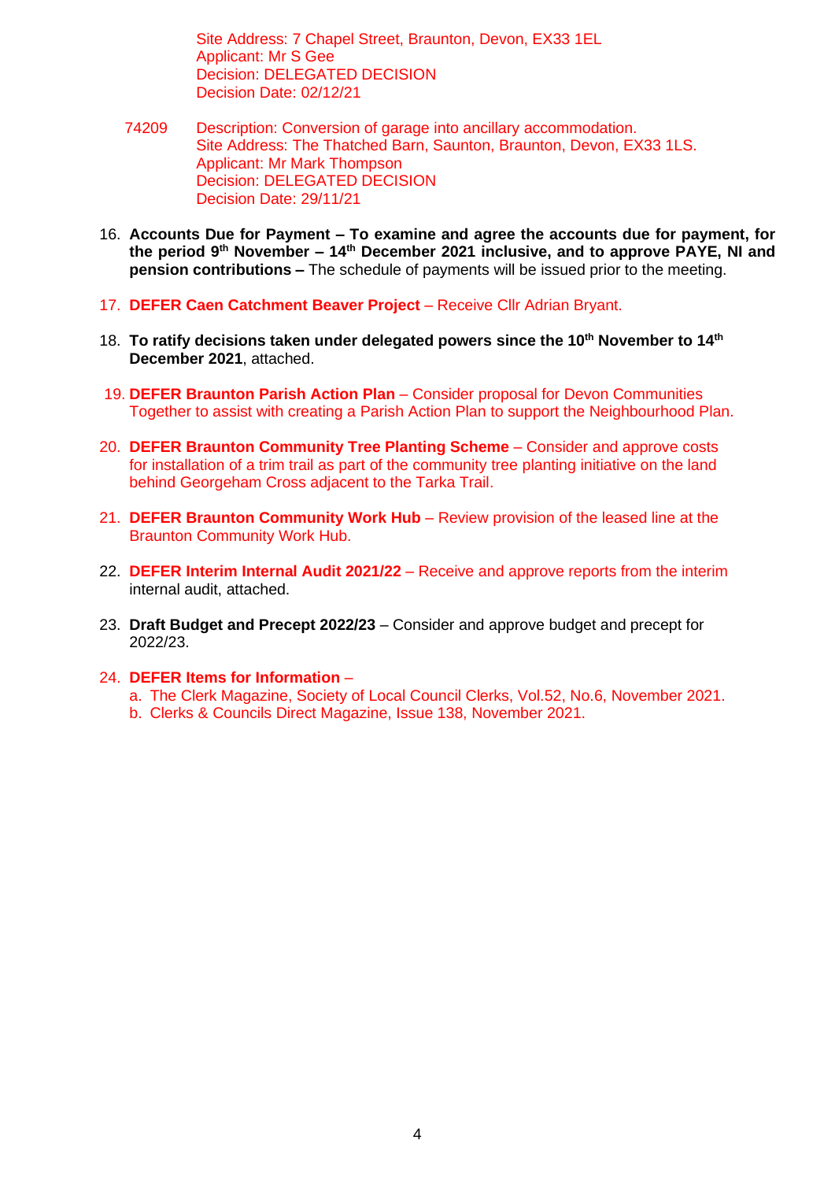Site Address: 7 Chapel Street, Braunton, Devon, EX33 1EL
Applicant: Mr S Gee
Decision: DELEGATED DECISION
Decision Date: 02/12/21

74209 Description: Conversion of garage into ancillary accommodation.
Site Address: The Thatched Barn, Saunton, Braunton, Devon, EX33 1LS.
Applicant: Mr Mark Thompson
Decision: DELEGATED DECISION
Decision Date: 29/11/21

16. **Accounts Due for Payment – To examine and agree the accounts due for payment, for the period 9th November – 14th December 2021 inclusive, and to approve PAYE, NI and pension contributions –** The schedule of payments will be issued prior to the meeting.

17. **DEFER Caen Catchment Beaver Project** – Receive Cllr Adrian Bryant.

18. **To ratify decisions taken under delegated powers since the 10th November to 14th December 2021**, attached.

19. **DEFER Braunton Parish Action Plan** – Consider proposal for Devon Communities Together to assist with creating a Parish Action Plan to support the Neighbourhood Plan.

20. **DEFER Braunton Community Tree Planting Scheme** – Consider and approve costs for installation of a trim trail as part of the community tree planting initiative on the land behind Georgeham Cross adjacent to the Tarka Trail.

21. **DEFER Braunton Community Work Hub** – Review provision of the leased line at the Braunton Community Work Hub.

22. **DEFER Interim Internal Audit 2021/22** – Receive and approve reports from the interim internal audit, attached.

23. **Draft Budget and Precept 2022/23** – Consider and approve budget and precept for 2022/23.

24. **DEFER Items for Information** –
    a. The Clerk Magazine, Society of Local Council Clerks, Vol.52, No.6, November 2021.
    b. Clerks & Councils Direct Magazine, Issue 138, November 2021.